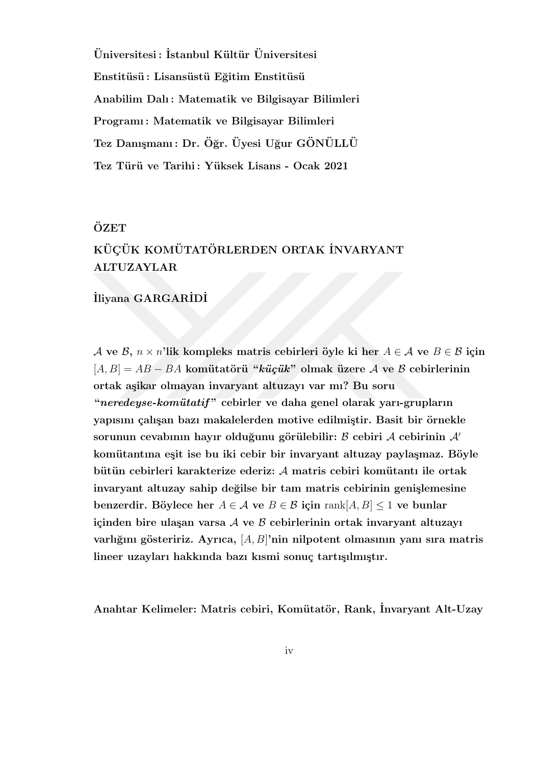**Üniversitesi : İstanbul Kültür Üniversitesi**

**Enstitüsü : Lisansüstü Eğitim Enstitüsü**

**Anabilim Dalı : Matematik ve Bilgisayar Bilimleri**

**Programı : Matematik ve Bilgisayar Bilimleri**

**Tez Danışmanı : Dr. Öğr. Üyesi Uğur GÖNÜLLÜ**

**Tez Türü ve Tarihi : Yüksek Lisans - Ocak 2021**

## ÖZET

## KÜÇÜK KOMÜTATÖRLERDEN ORTAK İNVARYANT ALTUZAYLAR

**İliyana GARGARİDİ**

**$\mathcal{A}$ ve $\mathcal{B}$, $n \times n$'lik kompleks matris cebirleri öyle ki her $A \in \mathcal{A}$ ve $B \in \mathcal{B}$ için $[A, B] = AB - BA$ komütatörü "*küçük*" olmak üzere $\mathcal{A}$ ve $\mathcal{B}$ cebirlerinin ortak aşikar olmayan invaryant altuzayı var mı? Bu soru "*neredeyse-komütatif*" cebirler ve daha genel olarak yarı-grupların yapısını çalışan bazı makalelerden motive edilmiştir. Basit bir örnekle sorunun cevabının hayır olduğunu görülebilir: $\mathcal{B}$ cebiri $\mathcal{A}$ cebirinin $\mathcal{A}'$ komütantına eşit ise bu iki cebir bir invaryant altuzay paylaşmaz. Böyle bütün cebirleri karakterize ederiz: $\mathcal{A}$ matris cebiri komütantı ile ortak invaryant altuzay sahip değilse bir tam matris cebirinin genişlemesine benzerdir. Böylece her $A \in \mathcal{A}$ ve $B \in \mathcal{B}$ için $\operatorname{rank}[A, B] \leq 1$ ve bunlar içinden bire ulaşan varsa $\mathcal{A}$ ve $\mathcal{B}$ cebirlerinin ortak invaryant altuzayı varlığını gösteririz. Ayrıca, $[A, B]$'nin nilpotent olmasının yanı sıra matris lineer uzayları hakkında bazı kısmi sonuç tartışılmıştır.**

**Anahtar Kelimeler: Matris cebiri, Komütatör, Rank, İnvaryant Alt-Uzay**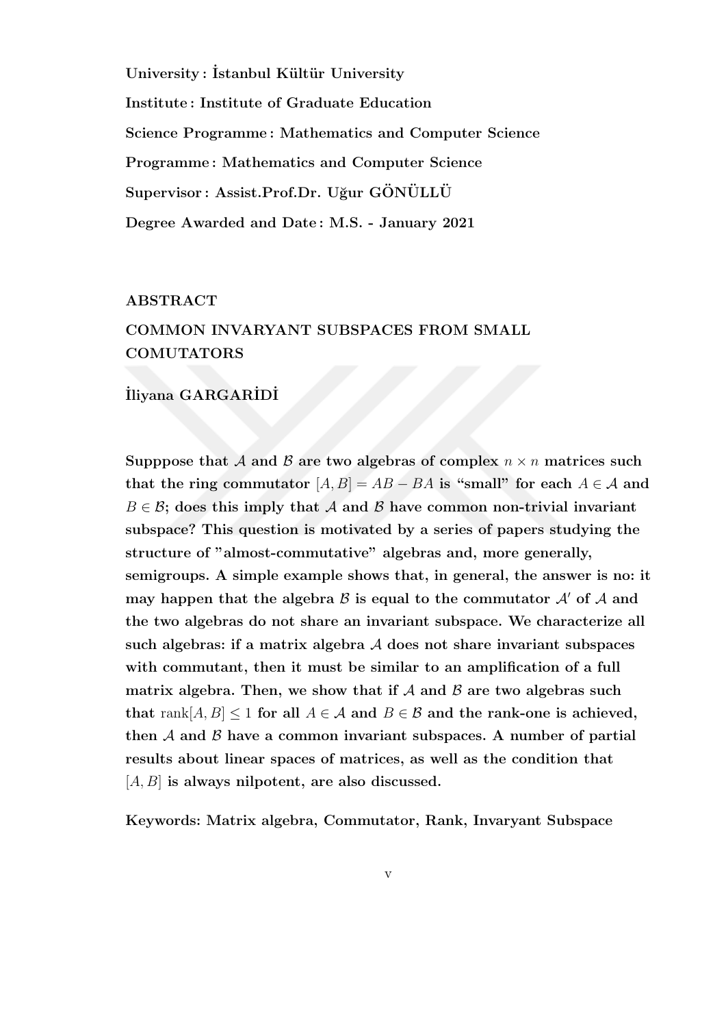**University : İstanbul Kültür University**

**Institute : Institute of Graduate Education**

**Science Programme : Mathematics and Computer Science**

**Programme : Mathematics and Computer Science**

**Supervisor : Assist.Prof.Dr. Uğur GÖNÜLLÜ**

**Degree Awarded and Date : M.S. - January 2021**

## ABSTRACT

## COMMON INVARYANT SUBSPACES FROM SMALL COMUTATORS

**İliyana GARGARİDİ**

**Supppose that $\mathcal{A}$ and $\mathcal{B}$ are two algebras of complex $n \times n$ matrices such that the ring commutator $[A, B] = AB - BA$ is "small" for each $A \in \mathcal{A}$ and $B \in \mathcal{B}$; does this imply that $\mathcal{A}$ and $\mathcal{B}$ have common non-trivial invariant subspace? This question is motivated by a series of papers studying the structure of "almost-commutative" algebras and, more generally, semigroups. A simple example shows that, in general, the answer is no: it may happen that the algebra $\mathcal{B}$ is equal to the commutator $\mathcal{A}'$ of $\mathcal{A}$ and the two algebras do not share an invariant subspace. We characterize all such algebras: if a matrix algebra $\mathcal{A}$ does not share invariant subspaces with commutant, then it must be similar to an amplification of a full matrix algebra. Then, we show that if $\mathcal{A}$ and $\mathcal{B}$ are two algebras such that $\operatorname{rank}[A, B] \leq 1$ for all $A \in \mathcal{A}$ and $B \in \mathcal{B}$ and the rank-one is achieved, then $\mathcal{A}$ and $\mathcal{B}$ have a common invariant subspaces. A number of partial results about linear spaces of matrices, as well as the condition that $[A, B]$ is always nilpotent, are also discussed.**

**Keywords: Matrix algebra, Commutator, Rank, Invaryant Subspace**